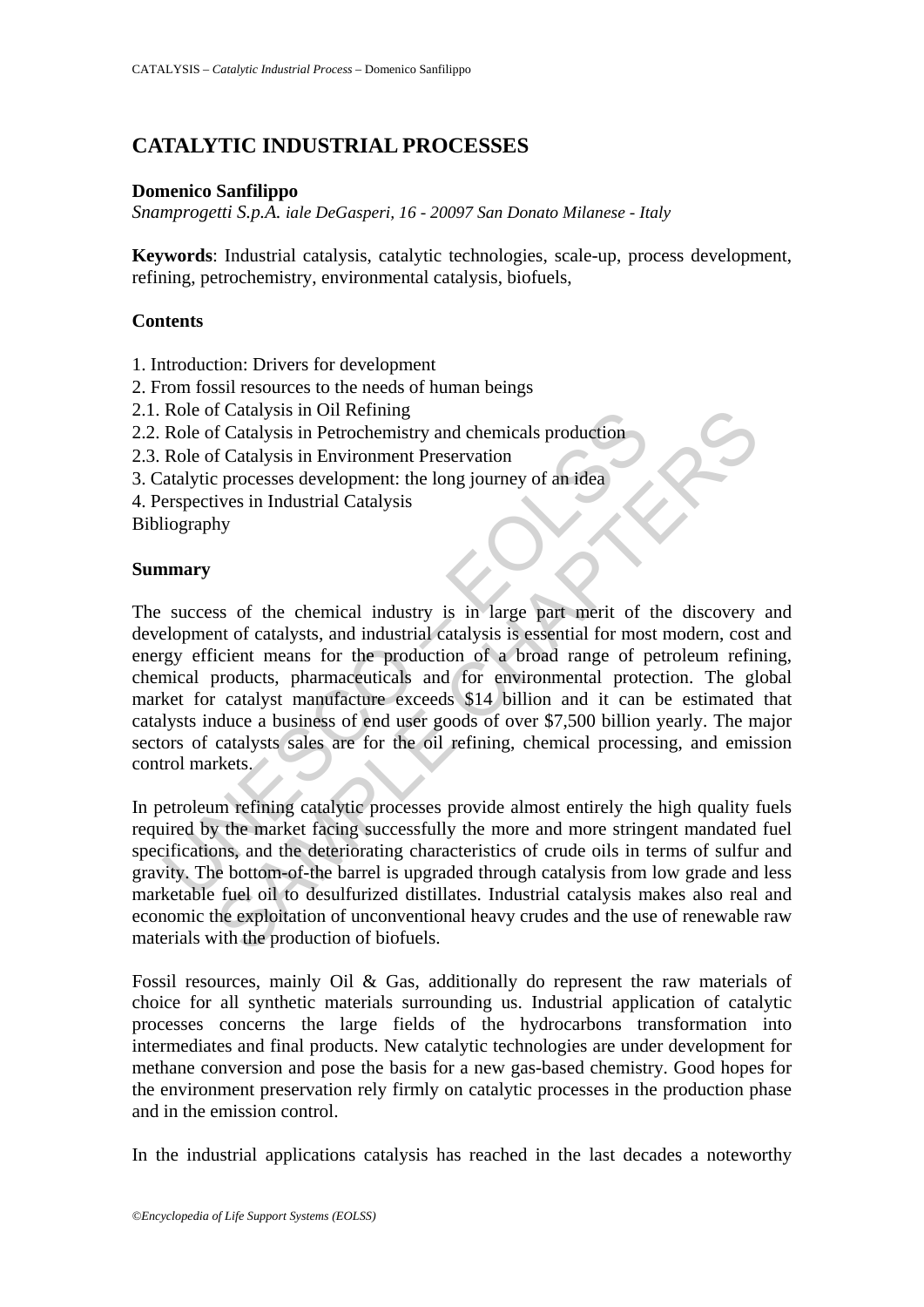# CATALYTIC INDUSTRIAL PROCESSES

**Domenico Sanfilippo**

*Snamprogetti S.p.A. iale DeGasperi, 16 - 20097 San Donato Milanese - Italy*

**Keywords**: Industrial catalysis, catalytic technologies, scale-up, process development, refining, petrochemistry, environmental catalysis, biofuels,

## Contents

1. Introduction: Drivers for development
2. From fossil resources to the needs of human beings
2.1. Role of Catalysis in Oil Refining
2.2. Role of Catalysis in Petrochemistry and chemicals production
2.3. Role of Catalysis in Environment Preservation
3. Catalytic processes development: the long journey of an idea
4. Perspectives in Industrial Catalysis

Bibliography

## Summary

The success of the chemical industry is in large part merit of the discovery and development of catalysts, and industrial catalysis is essential for most modern, cost and energy efficient means for the production of a broad range of petroleum refining, chemical products, pharmaceuticals and for environmental protection. The global market for catalyst manufacture exceeds $14 billion and it can be estimated that catalysts induce a business of end user goods of over $7,500 billion yearly. The major sectors of catalysts sales are for the oil refining, chemical processing, and emission control markets.

In petroleum refining catalytic processes provide almost entirely the high quality fuels required by the market facing successfully the more and more stringent mandated fuel specifications, and the deteriorating characteristics of crude oils in terms of sulfur and gravity. The bottom-of-the barrel is upgraded through catalysis from low grade and less marketable fuel oil to desulfurized distillates. Industrial catalysis makes also real and economic the exploitation of unconventional heavy crudes and the use of renewable raw materials with the production of biofuels.

Fossil resources, mainly Oil & Gas, additionally do represent the raw materials of choice for all synthetic materials surrounding us. Industrial application of catalytic processes concerns the large fields of the hydrocarbons transformation into intermediates and final products. New catalytic technologies are under development for methane conversion and pose the basis for a new gas-based chemistry. Good hopes for the environment preservation rely firmly on catalytic processes in the production phase and in the emission control.

In the industrial applications catalysis has reached in the last decades a noteworthy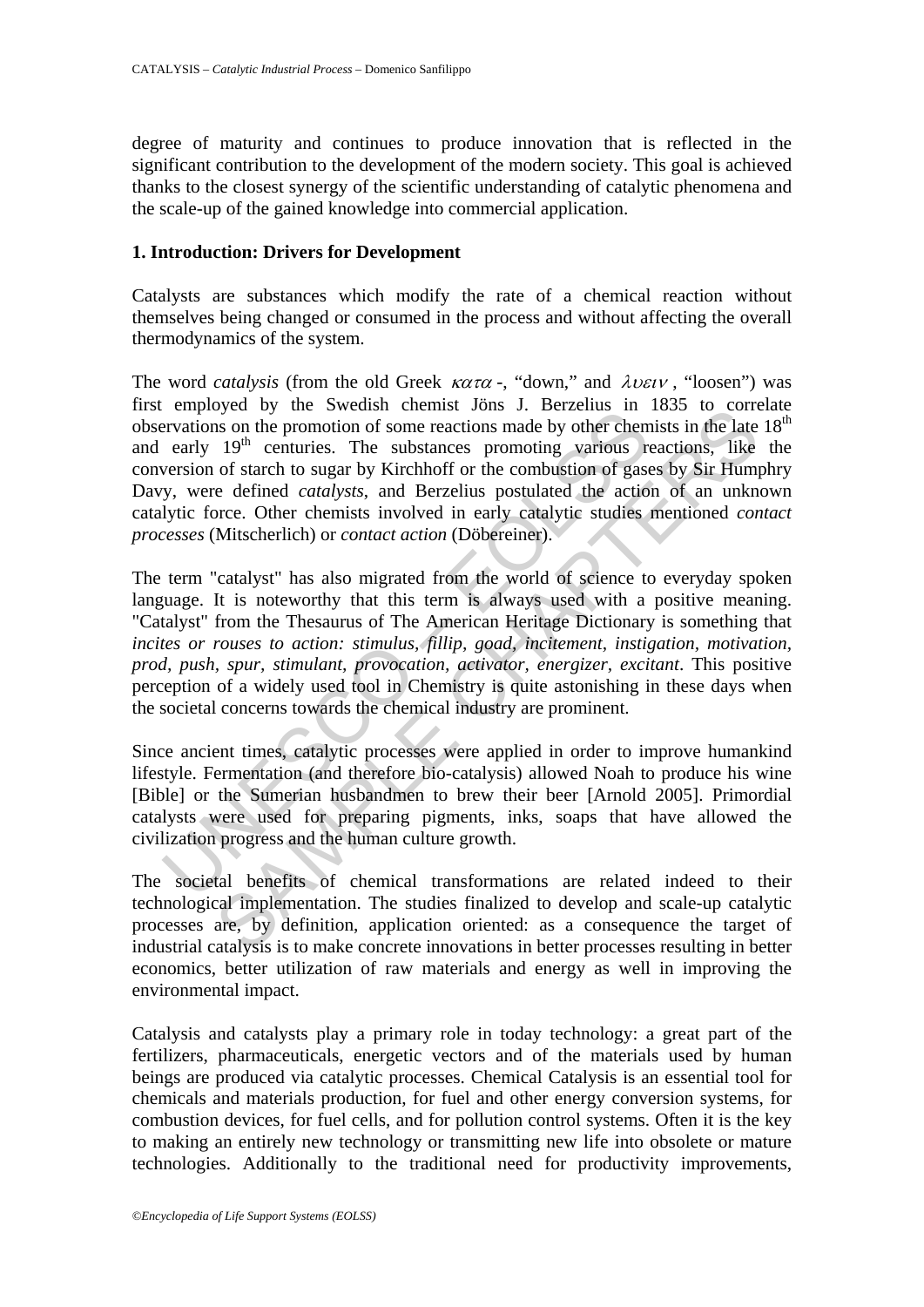degree of maturity and continues to produce innovation that is reflected in the significant contribution to the development of the modern society. This goal is achieved thanks to the closest synergy of the scientific understanding of catalytic phenomena and the scale-up of the gained knowledge into commercial application.

## 1. Introduction: Drivers for Development

Catalysts are substances which modify the rate of a chemical reaction without themselves being changed or consumed in the process and without affecting the overall thermodynamics of the system.

The word *catalysis* (from the old Greek $\kappa\alpha\tau\alpha$ -, "down," and $\lambda\upsilon\varepsilon\iota\nu$ , "loosen") was first employed by the Swedish chemist Jöns J. Berzelius in 1835 to correlate observations on the promotion of some reactions made by other chemists in the late 18th and early 19th centuries. The substances promoting various reactions, like the conversion of starch to sugar by Kirchhoff or the combustion of gases by Sir Humphry Davy, were defined *catalysts*, and Berzelius postulated the action of an unknown catalytic force. Other chemists involved in early catalytic studies mentioned *contact processes* (Mitscherlich) or *contact action* (Döbereiner).

The term "catalyst" has also migrated from the world of science to everyday spoken language. It is noteworthy that this term is always used with a positive meaning. "Catalyst" from the Thesaurus of The American Heritage Dictionary is something that *incites or rouses to action: stimulus, fillip, goad, incitement, instigation, motivation, prod, push, spur, stimulant, provocation, activator, energizer, excitant*. This positive perception of a widely used tool in Chemistry is quite astonishing in these days when the societal concerns towards the chemical industry are prominent.

Since ancient times, catalytic processes were applied in order to improve humankind lifestyle. Fermentation (and therefore bio-catalysis) allowed Noah to produce his wine [Bible] or the Sumerian husbandmen to brew their beer [Arnold 2005]. Primordial catalysts were used for preparing pigments, inks, soaps that have allowed the civilization progress and the human culture growth.

The societal benefits of chemical transformations are related indeed to their technological implementation. The studies finalized to develop and scale-up catalytic processes are, by definition, application oriented: as a consequence the target of industrial catalysis is to make concrete innovations in better processes resulting in better economics, better utilization of raw materials and energy as well in improving the environmental impact.

Catalysis and catalysts play a primary role in today technology: a great part of the fertilizers, pharmaceuticals, energetic vectors and of the materials used by human beings are produced via catalytic processes. Chemical Catalysis is an essential tool for chemicals and materials production, for fuel and other energy conversion systems, for combustion devices, for fuel cells, and for pollution control systems. Often it is the key to making an entirely new technology or transmitting new life into obsolete or mature technologies. Additionally to the traditional need for productivity improvements,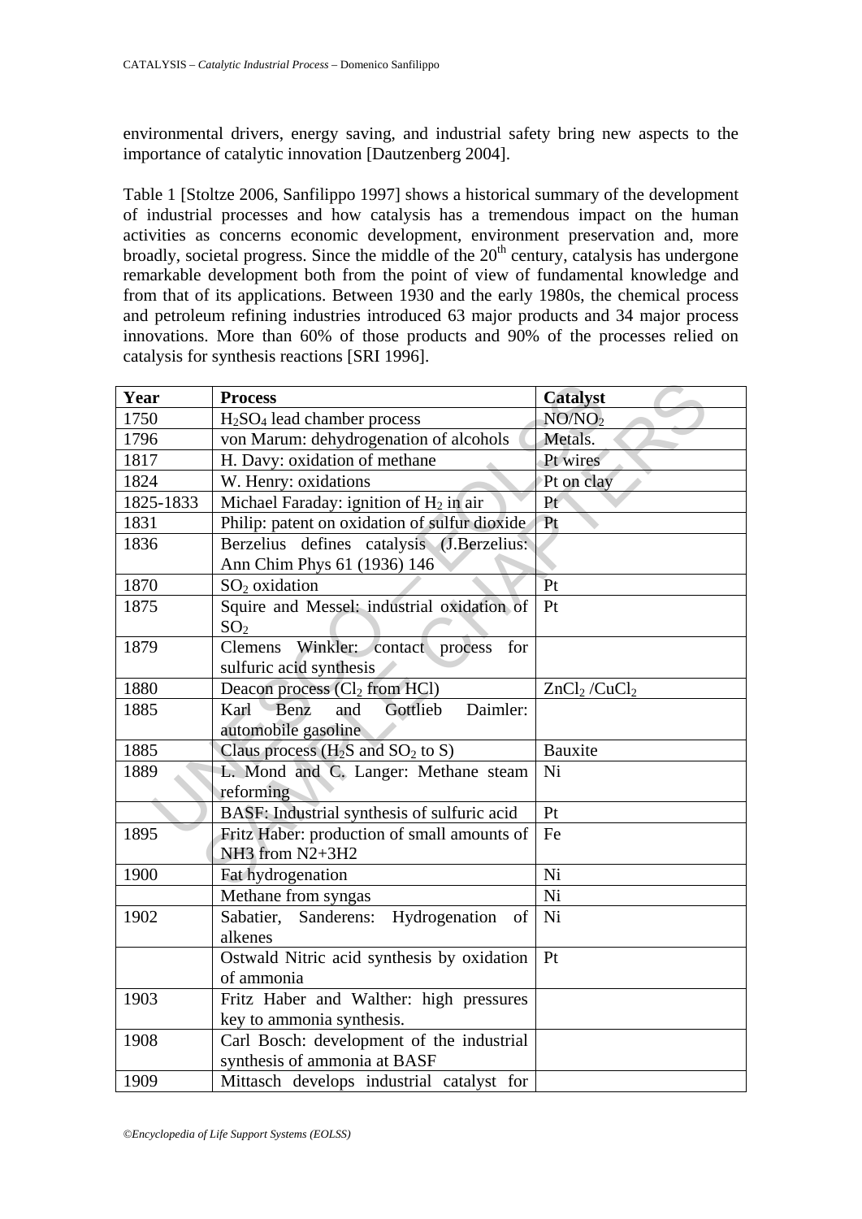environmental drivers, energy saving, and industrial safety bring new aspects to the importance of catalytic innovation [Dautzenberg 2004].

Table 1 [Stoltze 2006, Sanfilippo 1997] shows a historical summary of the development of industrial processes and how catalysis has a tremendous impact on the human activities as concerns economic development, environment preservation and, more broadly, societal progress. Since the middle of the 20th century, catalysis has undergone remarkable development both from the point of view of fundamental knowledge and from that of its applications. Between 1930 and the early 1980s, the chemical process and petroleum refining industries introduced 63 major products and 34 major process innovations. More than 60% of those products and 90% of the processes relied on catalysis for synthesis reactions [SRI 1996].

| Year | Process | Catalyst |
|---|---|---|
| 1750 | $H_2SO_4$ lead chamber process | $NO/NO_2$ |
| 1796 | von Marum: dehydrogenation of alcohols | Metals. |
| 1817 | H. Davy: oxidation of methane | Pt wires |
| 1824 | W. Henry: oxidations | Pt on clay |
| 1825-1833 | Michael Faraday: ignition of $H_2$ in air | Pt |
| 1831 | Philip: patent on oxidation of sulfur dioxide | Pt |
| 1836 | Berzelius defines catalysis (J.Berzelius: Ann Chim Phys 61 (1936) 146 | |
| 1870 | $SO_2$ oxidation | Pt |
| 1875 | Squire and Messel: industrial oxidation of $SO_2$ | Pt |
| 1879 | Clemens Winkler: contact process for sulfuric acid synthesis | |
| 1880 | Deacon process ($Cl_2$ from HCl) | $ZnCl_2$ /$CuCl_2$ |
| 1885 | Karl Benz and Gottlieb Daimler: automobile gasoline | |
| 1885 | Claus process ($H_2S$ and $SO_2$ to S) | Bauxite |
| 1889 | L. Mond and C. Langer: Methane steam reforming | Ni |
| | BASF: Industrial synthesis of sulfuric acid | Pt |
| 1895 | Fritz Haber: production of small amounts of NH3 from N2+3H2 | Fe |
| 1900 | Fat hydrogenation | Ni |
| | Methane from syngas | Ni |
| 1902 | Sabatier, Sanderens: Hydrogenation of alkenes | Ni |
| | Ostwald Nitric acid synthesis by oxidation of ammonia | Pt |
| 1903 | Fritz Haber and Walther: high pressures key to ammonia synthesis. | |
| 1908 | Carl Bosch: development of the industrial synthesis of ammonia at BASF | |
| 1909 | Mittasch develops industrial catalyst for | |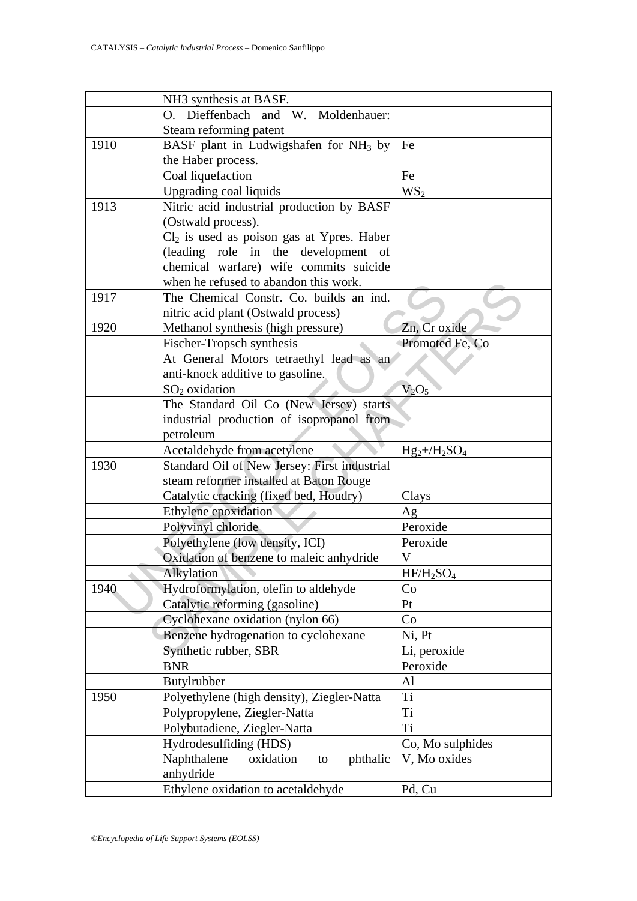| | | |
|---|---|---|
| | NH3 synthesis at BASF. | |
| | O. Dieffenbach and W. Moldenhauer: Steam reforming patent | |
| 1910 | BASF plant in Ludwigshafen for $NH_3$ by the Haber process. | Fe |
| | Coal liquefaction | Fe |
| | Upgrading coal liquids | $WS_2$ |
| 1913 | Nitric acid industrial production by BASF (Ostwald process). | |
| | $Cl_2$ is used as poison gas at Ypres. Haber (leading role in the development of chemical warfare) wife commits suicide when he refused to abandon this work. | |
| 1917 | The Chemical Constr. Co. builds an ind. nitric acid plant (Ostwald process) | |
| 1920 | Methanol synthesis (high pressure) | Zn, Cr oxide |
| | Fischer-Tropsch synthesis | Promoted Fe, Co |
| | At General Motors tetraethyl lead as an anti-knock additive to gasoline. | |
| | $SO_2$ oxidation | $V_2O_5$ |
| | The Standard Oil Co (New Jersey) starts industrial production of isopropanol from petroleum | |
| | Acetaldehyde from acetylene | $Hg_2+/H_2SO_4$ |
| 1930 | Standard Oil of New Jersey: First industrial steam reformer installed at Baton Rouge | |
| | Catalytic cracking (fixed bed, Houdry) | Clays |
| | Ethylene epoxidation | Ag |
| | Polyvinyl chloride | Peroxide |
| | Polyethylene (low density, ICI) | Peroxide |
| | Oxidation of benzene to maleic anhydride | V |
| | Alkylation | $HF/H_2SO_4$ |
| 1940 | Hydroformylation, olefin to aldehyde | Co |
| | Catalytic reforming (gasoline) | Pt |
| | Cyclohexane oxidation (nylon 66) | Co |
| | Benzene hydrogenation to cyclohexane | Ni, Pt |
| | Synthetic rubber, SBR | Li, peroxide |
| | BNR | Peroxide |
| | Butylrubber | Al |
| 1950 | Polyethylene (high density), Ziegler-Natta | Ti |
| | Polypropylene, Ziegler-Natta | Ti |
| | Polybutadiene, Ziegler-Natta | Ti |
| | Hydrodesulfiding (HDS) | Co, Mo sulphides |
| | Naphthalene oxidation to phthalic anhydride | V, Mo oxides |
| | Ethylene oxidation to acetaldehyde | Pd, Cu |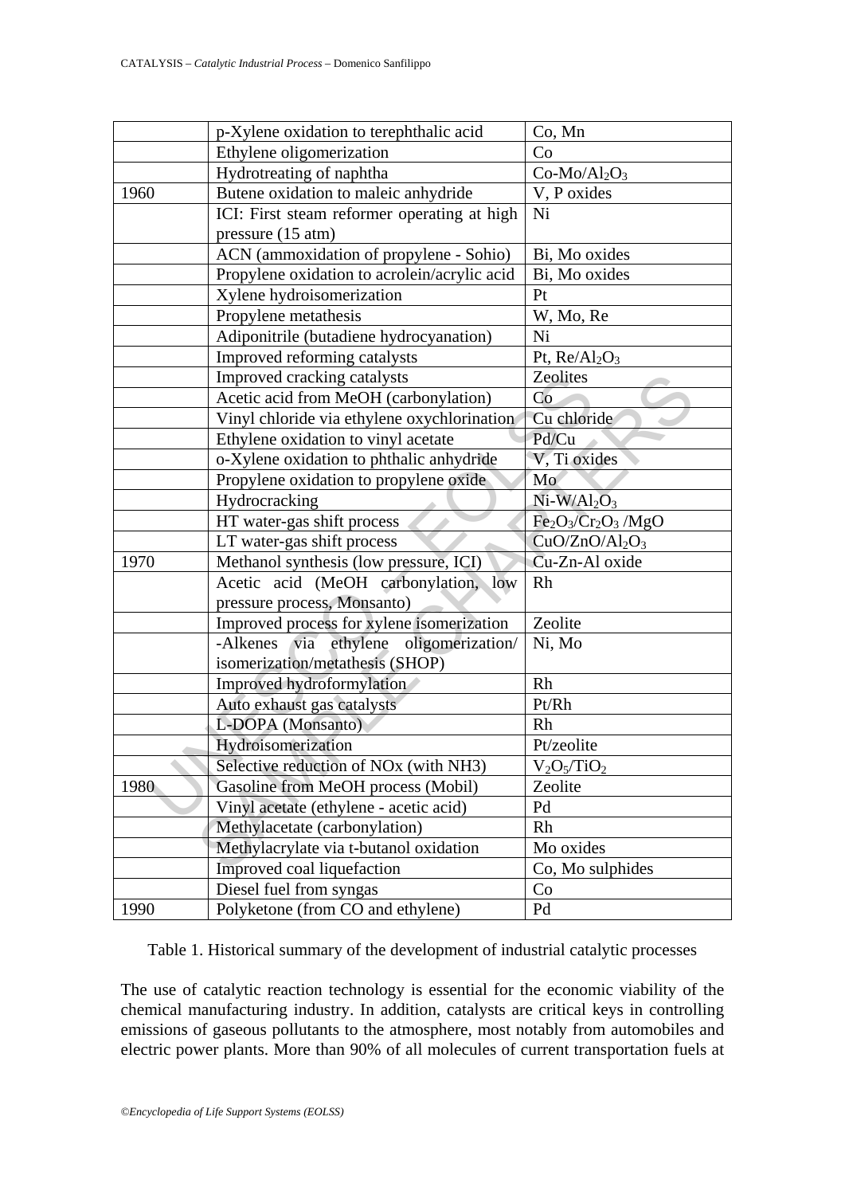| | p-Xylene oxidation to terephthalic acid | Co, Mn |
|---|---|---|
| | Ethylene oligomerization | Co |
| | Hydrotreating of naphtha | Co-Mo/$Al_2O_3$ |
| 1960 | Butene oxidation to maleic anhydride | V, P oxides |
| | ICI: First steam reformer operating at high pressure (15 atm) | Ni |
| | ACN (ammoxidation of propylene - Sohio) | Bi, Mo oxides |
| | Propylene oxidation to acrolein/acrylic acid | Bi, Mo oxides |
| | Xylene hydroisomerization | Pt |
| | Propylene metathesis | W, Mo, Re |
| | Adiponitrile (butadiene hydrocyanation) | Ni |
| | Improved reforming catalysts | Pt, Re/$Al_2O_3$ |
| | Improved cracking catalysts | Zeolites |
| | Acetic acid from MeOH (carbonylation) | Co |
| | Vinyl chloride via ethylene oxychlorination | Cu chloride |
| | Ethylene oxidation to vinyl acetate | Pd/Cu |
| | o-Xylene oxidation to phthalic anhydride | V, Ti oxides |
| | Propylene oxidation to propylene oxide | Mo |
| | Hydrocracking | Ni-W/$Al_2O_3$ |
| | HT water-gas shift process | $Fe_2O_3$/$Cr_2O_3$ /MgO |
| | LT water-gas shift process | CuO/ZnO/$Al_2O_3$ |
| 1970 | Methanol synthesis (low pressure, ICI) | Cu-Zn-Al oxide |
| | Acetic acid (MeOH carbonylation, low pressure process, Monsanto) | Rh |
| | Improved process for xylene isomerization | Zeolite |
| | -Alkenes via ethylene oligomerization/ isomerization/metathesis (SHOP) | Ni, Mo |
| | Improved hydroformylation | Rh |
| | Auto exhaust gas catalysts | Pt/Rh |
| | L-DOPA (Monsanto) | Rh |
| | Hydroisomerization | Pt/zeolite |
| | Selective reduction of NOx (with NH3) | $V_2O_5$/$TiO_2$ |
| 1980 | Gasoline from MeOH process (Mobil) | Zeolite |
| | Vinyl acetate (ethylene - acetic acid) | Pd |
| | Methylacetate (carbonylation) | Rh |
| | Methylacrylate via t-butanol oxidation | Mo oxides |
| | Improved coal liquefaction | Co, Mo sulphides |
| | Diesel fuel from syngas | Co |
| 1990 | Polyketone (from CO and ethylene) | Pd |

Table 1. Historical summary of the development of industrial catalytic processes

The use of catalytic reaction technology is essential for the economic viability of the chemical manufacturing industry. In addition, catalysts are critical keys in controlling emissions of gaseous pollutants to the atmosphere, most notably from automobiles and electric power plants. More than 90% of all molecules of current transportation fuels at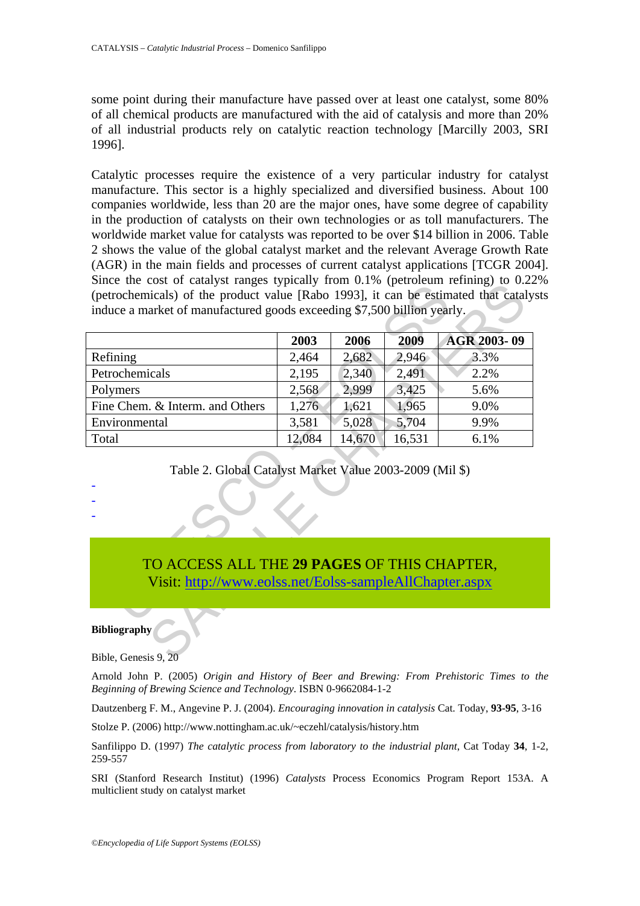some point during their manufacture have passed over at least one catalyst, some 80% of all chemical products are manufactured with the aid of catalysis and more than 20% of all industrial products rely on catalytic reaction technology [Marcilly 2003, SRI 1996].

Catalytic processes require the existence of a very particular industry for catalyst manufacture. This sector is a highly specialized and diversified business. About 100 companies worldwide, less than 20 are the major ones, have some degree of capability in the production of catalysts on their own technologies or as toll manufacturers. The worldwide market value for catalysts was reported to be over $14 billion in 2006. Table 2 shows the value of the global catalyst market and the relevant Average Growth Rate (AGR) in the main fields and processes of current catalyst applications [TCGR 2004]. Since the cost of catalyst ranges typically from 0.1% (petroleum refining) to 0.22% (petrochemicals) of the product value [Rabo 1993], it can be estimated that catalysts induce a market of manufactured goods exceeding $7,500 billion yearly.

| | 2003 | 2006 | 2009 | AGR 2003- 09 |
|---|---|---|---|---|
| Refining | 2,464 | 2,682 | 2,946 | 3.3% |
| Petrochemicals | 2,195 | 2,340 | 2,491 | 2.2% |
| Polymers | 2,568 | 2,999 | 3,425 | 5.6% |
| Fine Chem. & Interm. and Others | 1,276 | 1,621 | 1,965 | 9.0% |
| Environmental | 3,581 | 5,028 | 5,704 | 9.9% |
| Total | 12,084 | 14,670 | 16,531 | 6.1% |

Table 2. Global Catalyst Market Value 2003-2009 (Mil $)

-
-
-

TO ACCESS ALL THE **29 PAGES** OF THIS CHAPTER,
Visit: http://www.eolss.net/Eolss-sampleAllChapter.aspx

**Bibliography**

Bible, Genesis 9, 20

Arnold John P. (2005) *Origin and History of Beer and Brewing: From Prehistoric Times to the Beginning of Brewing Science and Technology*. ISBN 0-9662084-1-2

Dautzenberg F. M., Angevine P. J. (2004). *Encouraging innovation in catalysis* Cat. Today, **93-95**, 3-16

Stolze P. (2006) http://www.nottingham.ac.uk/~eczehl/catalysis/history.htm

Sanfilippo D. (1997) *The catalytic process from laboratory to the industrial plant*, Cat Today **34**, 1-2, 259-557

SRI (Stanford Research Institut) (1996) *Catalysts* Process Economics Program Report 153A. A multiclient study on catalyst market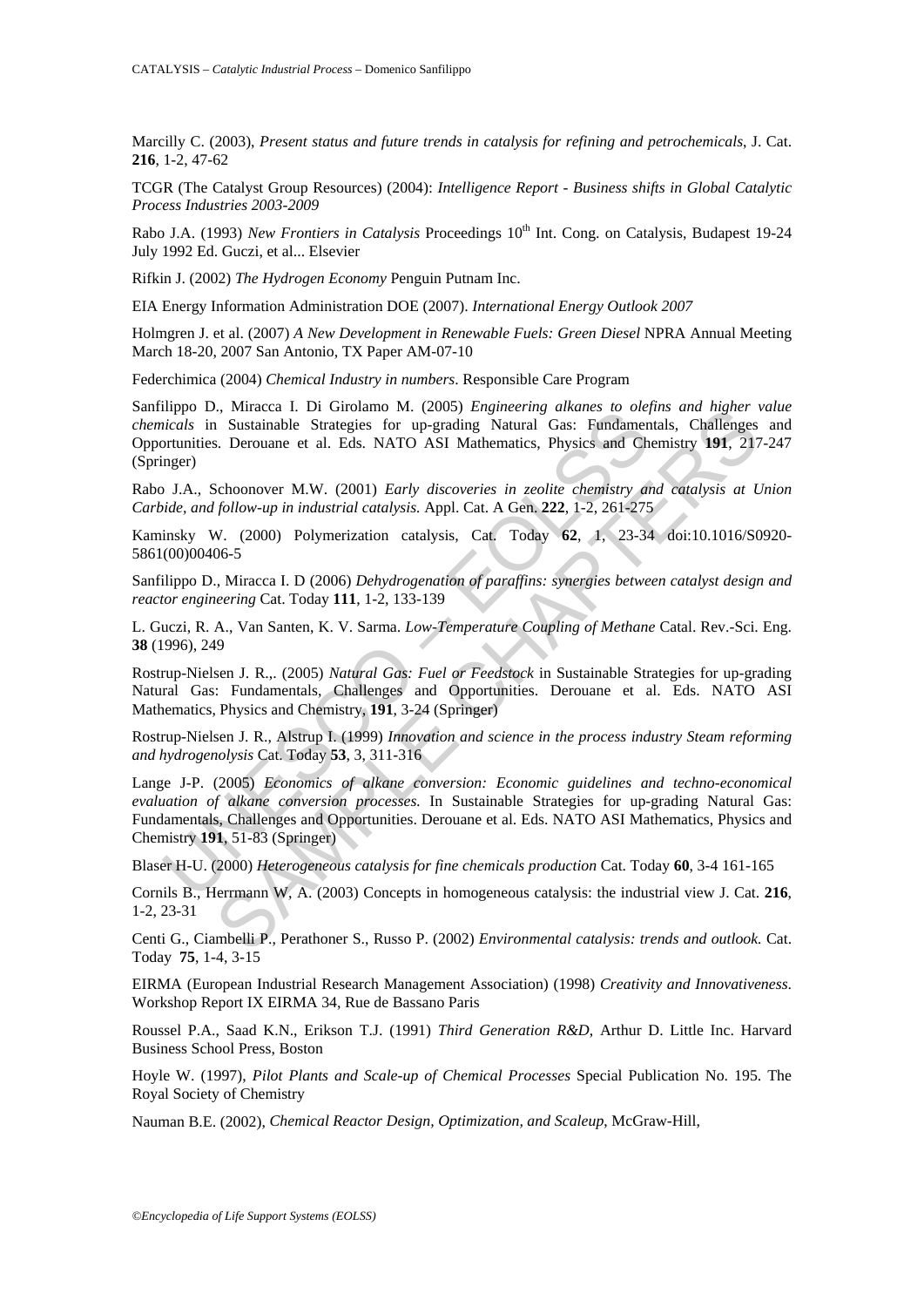Marcilly C. (2003), *Present status and future trends in catalysis for refining and petrochemicals*, J. Cat. **216**, 1-2, 47-62

TCGR (The Catalyst Group Resources) (2004): *Intelligence Report - Business shifts in Global Catalytic Process Industries 2003-2009*

Rabo J.A. (1993) *New Frontiers in Catalysis* Proceedings 10th Int. Cong. on Catalysis, Budapest 19-24 July 1992 Ed. Guczi, et al... Elsevier

Rifkin J. (2002) *The Hydrogen Economy* Penguin Putnam Inc.

EIA Energy Information Administration DOE (2007). *International Energy Outlook 2007*

Holmgren J. et al. (2007) *A New Development in Renewable Fuels: Green Diesel* NPRA Annual Meeting March 18-20, 2007 San Antonio, TX Paper AM-07-10

Federchimica (2004) *Chemical Industry in numbers*. Responsible Care Program

Sanfilippo D., Miracca I. Di Girolamo M. (2005) *Engineering alkanes to olefins and higher value chemicals* in Sustainable Strategies for up-grading Natural Gas: Fundamentals, Challenges and Opportunities. Derouane et al. Eds. NATO ASI Mathematics, Physics and Chemistry **191**, 217-247 (Springer)

Rabo J.A., Schoonover M.W. (2001) *Early discoveries in zeolite chemistry and catalysis at Union Carbide, and follow-up in industrial catalysis.* Appl. Cat. A Gen. **222**, 1-2, 261-275

Kaminsky W. (2000) Polymerization catalysis, Cat. Today **62**, 1, 23-34 doi:10.1016/S0920-5861(00)00406-5

Sanfilippo D., Miracca I. D (2006) *Dehydrogenation of paraffins: synergies between catalyst design and reactor engineering* Cat. Today **111**, 1-2, 133-139

L. Guczi, R. A., Van Santen, K. V. Sarma. *Low-Temperature Coupling of Methane* Catal. Rev.-Sci. Eng. **38** (1996), 249

Rostrup-Nielsen J. R.,. (2005) *Natural Gas: Fuel or Feedstock* in Sustainable Strategies for up-grading Natural Gas: Fundamentals, Challenges and Opportunities. Derouane et al. Eds. NATO ASI Mathematics, Physics and Chemistry, **191**, 3-24 (Springer)

Rostrup-Nielsen J. R., Alstrup I. (1999) *Innovation and science in the process industry Steam reforming and hydrogenolysis* Cat. Today **53**, 3, 311-316

Lange J-P. (2005) *Economics of alkane conversion: Economic guidelines and techno-economical evaluation of alkane conversion processes.* In Sustainable Strategies for up-grading Natural Gas: Fundamentals, Challenges and Opportunities. Derouane et al. Eds. NATO ASI Mathematics, Physics and Chemistry **191**, 51-83 (Springer)

Blaser H-U. (2000) *Heterogeneous catalysis for fine chemicals production* Cat. Today **60**, 3-4 161-165

Cornils B., Herrmann W, A. (2003) Concepts in homogeneous catalysis: the industrial view J. Cat. **216**, 1-2, 23-31

Centi G., Ciambelli P., Perathoner S., Russo P. (2002) *Environmental catalysis: trends and outlook.* Cat. Today **75**, 1-4, 3-15

EIRMA (European Industrial Research Management Association) (1998) *Creativity and Innovativeness*. Workshop Report IX EIRMA 34, Rue de Bassano Paris

Roussel P.A., Saad K.N., Erikson T.J. (1991) *Third Generation R&D,* Arthur D. Little Inc. Harvard Business School Press, Boston

Hoyle W. (1997), *Pilot Plants and Scale-up of Chemical Processes* Special Publication No. 195. The Royal Society of Chemistry

Nauman B.E. (2002), *Chemical Reactor Design, Optimization, and Scaleup*, McGraw-Hill,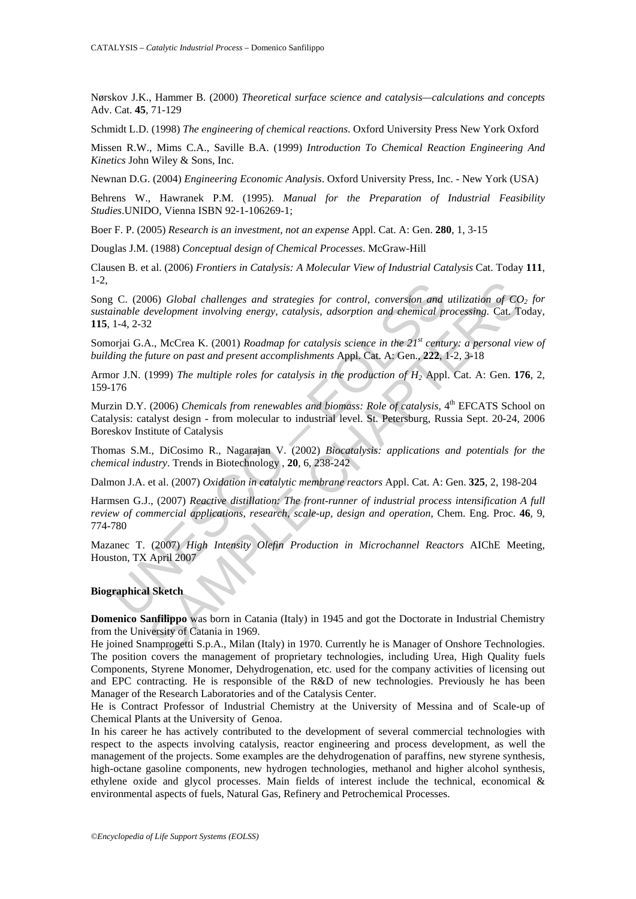Nørskov J.K., Hammer B. (2000) *Theoretical surface science and catalysis—calculations and concepts* Adv. Cat. **45**, 71-129

Schmidt L.D. (1998) *The engineering of chemical reactions*. Oxford University Press New York Oxford

Missen R.W., Mims C.A., Saville B.A. (1999) *Introduction To Chemical Reaction Engineering And Kinetics* John Wiley & Sons, Inc.

Newnan D.G. (2004) *Engineering Economic Analysis*. Oxford University Press, Inc. - New York (USA)

Behrens W., Hawranek P.M. (1995). *Manual for the Preparation of Industrial Feasibility Studies*.UNIDO, Vienna ISBN 92-1-106269-1;

Boer F. P. (2005) *Research is an investment, not an expense* Appl. Cat. A: Gen. **280**, 1, 3-15

Douglas J.M. (1988) *Conceptual design of Chemical Processes*. McGraw-Hill

Clausen B. et al. (2006) *Frontiers in Catalysis: A Molecular View of Industrial Catalysis* Cat. Today **111**, 1-2,

Song C. (2006) *Global challenges and strategies for control, conversion and utilization of $CO_2$ for sustainable development involving energy, catalysis, adsorption and chemical processing*. Cat. Today, **115**, 1-4, 2-32

Somorjai G.A., McCrea K. (2001) *Roadmap for catalysis science in the 21st century: a personal view of building the future on past and present accomplishments* Appl. Cat. A: Gen., **222**, 1-2, 3-18

Armor J.N. (1999) *The multiple roles for catalysis in the production of $H_2$* Appl. Cat. A: Gen. **176**, 2, 159-176

Murzin D.Y. (2006) *Chemicals from renewables and biomass: Role of catalysis*, 4th EFCATS School on Catalysis: catalyst design - from molecular to industrial level. St. Petersburg, Russia Sept. 20-24, 2006 Boreskov Institute of Catalysis

Thomas S.M., DiCosimo R., Nagarajan V. (2002) *Biocatalysis: applications and potentials for the chemical industry*. Trends in Biotechnology , **20**, 6, 238-242

Dalmon J.A. et al. (2007) *Oxidation in catalytic membrane reactors* Appl. Cat. A: Gen. **325**, 2, 198-204

Harmsen G.J., (2007) *Reactive distillation: The front-runner of industrial process intensification A full review of commercial applications, research, scale-up, design and operation*, Chem. Eng. Proc. **46**, 9, 774-780

Mazanec T. (2007) *High Intensity Olefin Production in Microchannel Reactors* AIChE Meeting, Houston, TX April 2007

**Biographical Sketch**

**Domenico Sanfilippo** was born in Catania (Italy) in 1945 and got the Doctorate in Industrial Chemistry from the University of Catania in 1969.

He joined Snamprogetti S.p.A., Milan (Italy) in 1970. Currently he is Manager of Onshore Technologies. The position covers the management of proprietary technologies, including Urea, High Quality fuels Components, Styrene Monomer, Dehydrogenation, etc. used for the company activities of licensing out and EPC contracting. He is responsible of the R&D of new technologies. Previously he has been Manager of the Research Laboratories and of the Catalysis Center.

He is Contract Professor of Industrial Chemistry at the University of Messina and of Scale-up of Chemical Plants at the University of Genoa.

In his career he has actively contributed to the development of several commercial technologies with respect to the aspects involving catalysis, reactor engineering and process development, as well the management of the projects. Some examples are the dehydrogenation of paraffins, new styrene synthesis, high-octane gasoline components, new hydrogen technologies, methanol and higher alcohol synthesis, ethylene oxide and glycol processes. Main fields of interest include the technical, economical & environmental aspects of fuels, Natural Gas, Refinery and Petrochemical Processes.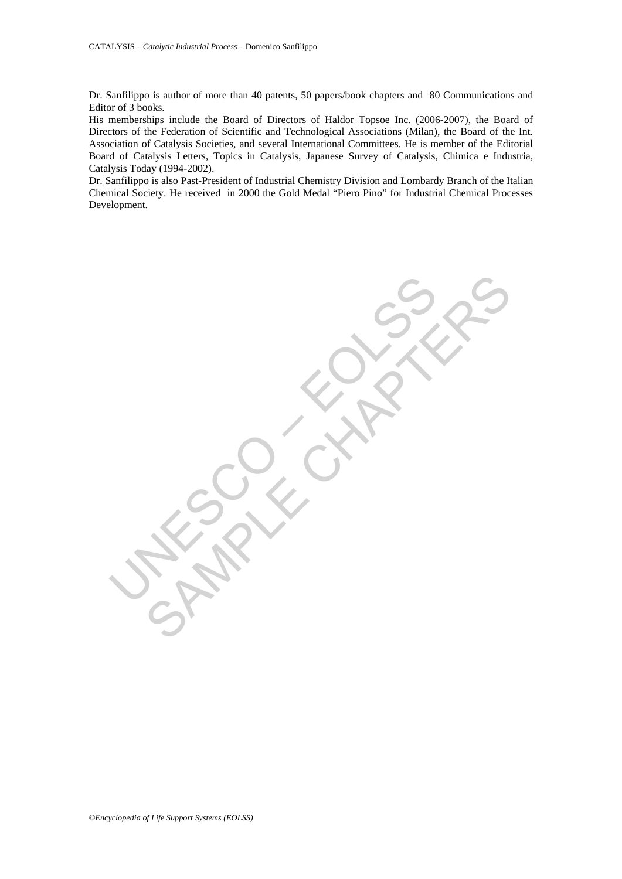Dr. Sanfilippo is author of more than 40 patents, 50 papers/book chapters and 80 Communications and Editor of 3 books.

His memberships include the Board of Directors of Haldor Topsoe Inc. (2006-2007), the Board of Directors of the Federation of Scientific and Technological Associations (Milan), the Board of the Int. Association of Catalysis Societies, and several International Committees. He is member of the Editorial Board of Catalysis Letters, Topics in Catalysis, Japanese Survey of Catalysis, Chimica e Industria, Catalysis Today (1994-2002).

Dr. Sanfilippo is also Past-President of Industrial Chemistry Division and Lombardy Branch of the Italian Chemical Society. He received in 2000 the Gold Medal "Piero Pino" for Industrial Chemical Processes Development.